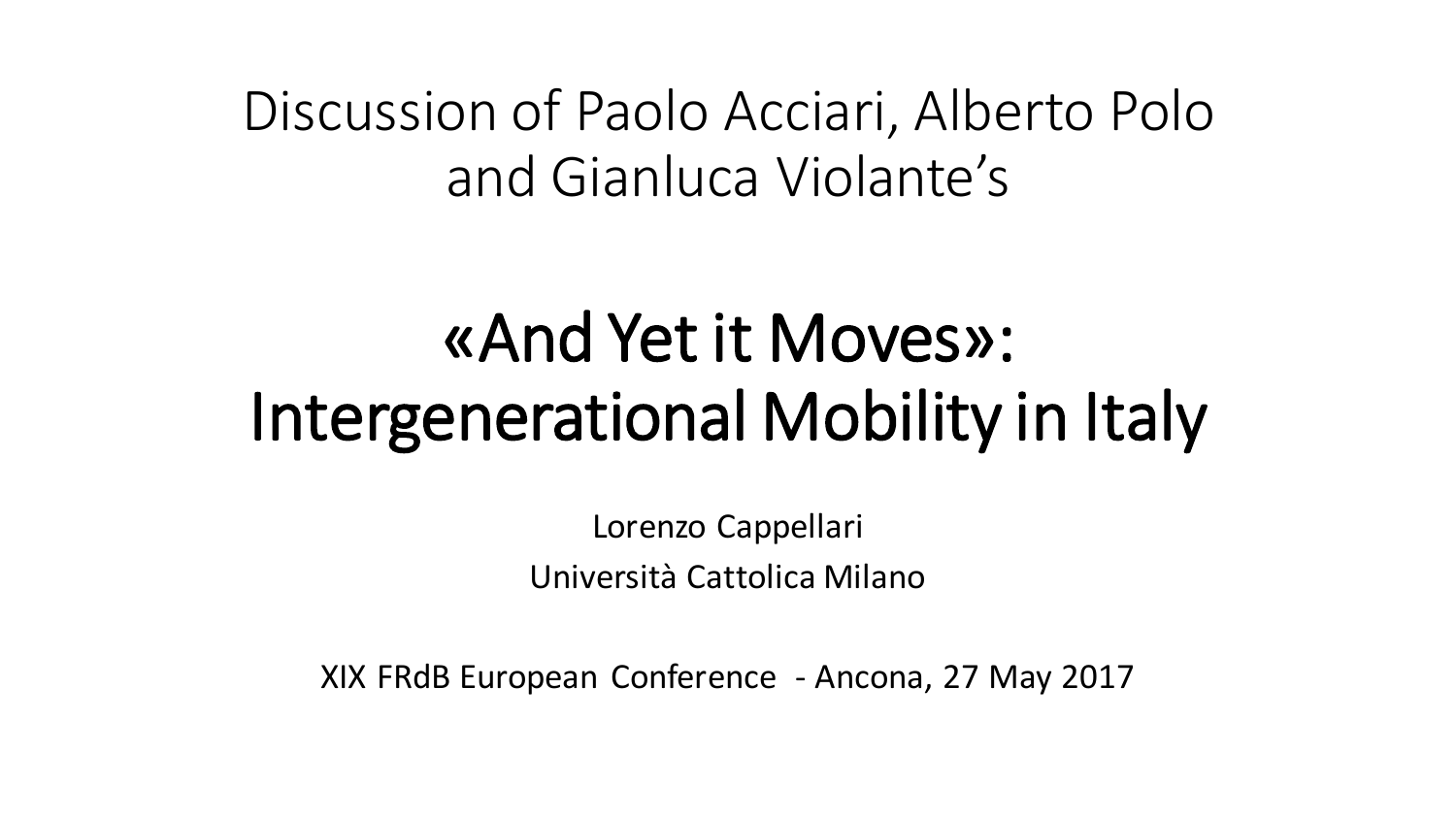Discussion of Paolo Acciari, Alberto Polo and Gianluca Violante's

# «And Yet it Moves»: Intergenerational Mobility in Italy

Lorenzo Cappellari

Università Cattolica Milano

XIX FRdB European Conference - Ancona, 27 May 2017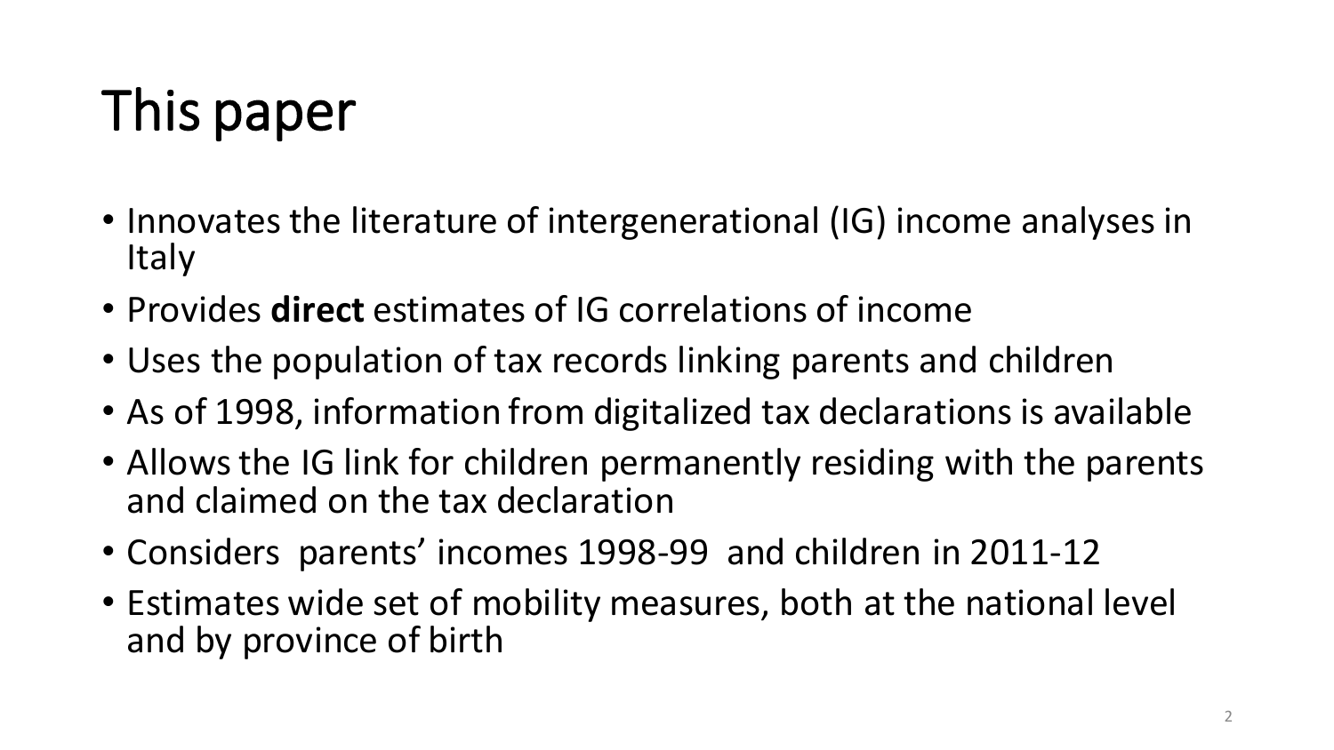# This paper

- Innovates the literature of intergenerational (IG) income analyses in Italy
- Provides **direct** estimates of IG correlations of income
- Uses the population of tax records linking parents and children
- As of 1998, information from digitalized tax declarations is available
- Allows the IG link for children permanently residing with the parents and claimed on the tax declaration
- Considers parents' incomes 1998-99 and children in 2011-12
- Estimates wide set of mobility measures, both at the national level and by province of birth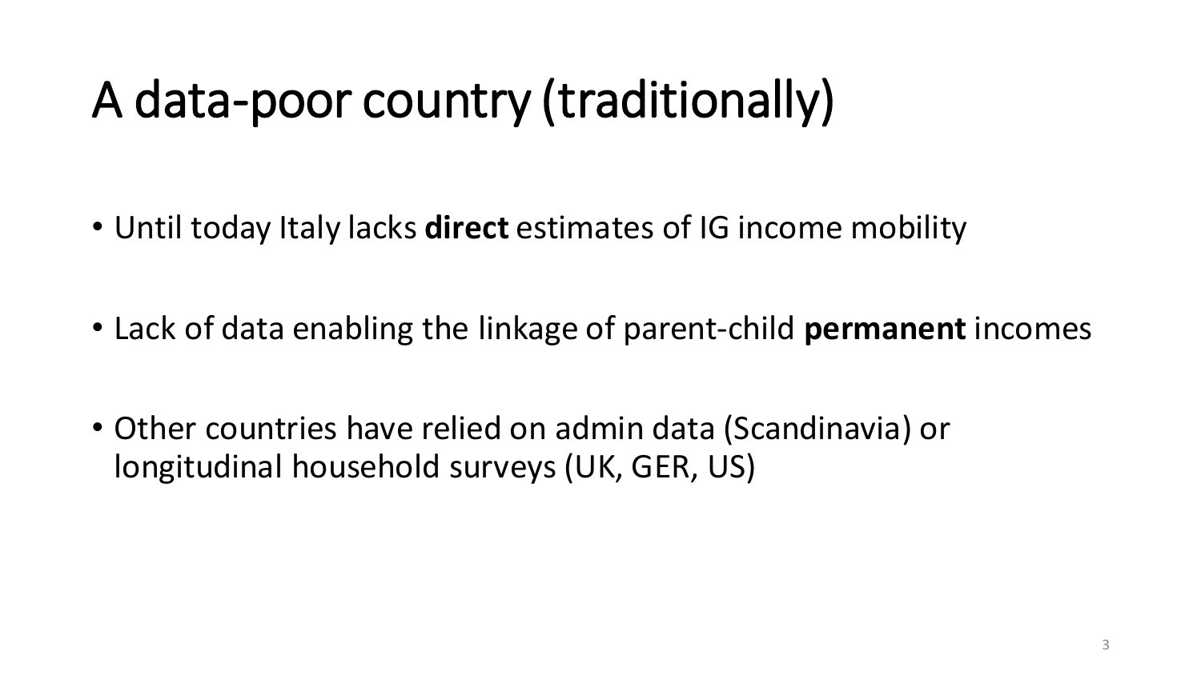# A data-poor country (traditionally)

- Until today Italy lacks **direct** estimates of IG income mobility
- Lack of data enabling the linkage of parent-child **permanent** incomes
- Other countries have relied on admin data (Scandinavia) or longitudinal household surveys (UK, GER, US)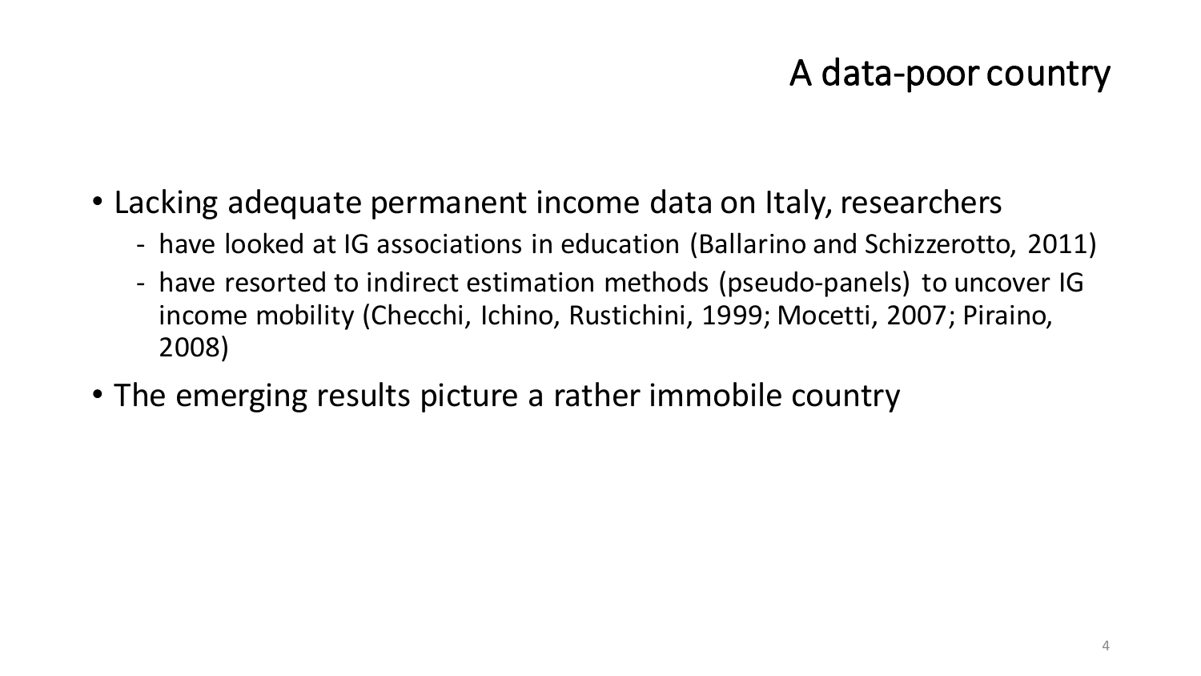# A data-poor country

- Lacking adequate permanent income data on Italy, researchers
  - have looked at IG associations in education (Ballarino and Schizzerotto, 2011)
  - have resorted to indirect estimation methods (pseudo-panels) to uncover IG income mobility (Checchi, Ichino, Rustichini, 1999; Mocetti, 2007; Piraino, 2008)
- The emerging results picture a rather immobile country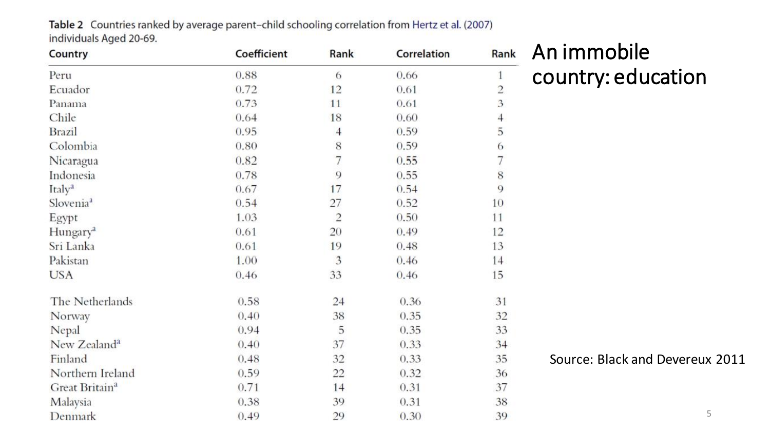# An immobile country: education

**Table 2** Countries ranked by average parent–child schooling correlation from Hertz et al. (2007) individuals Aged 20-69.

| Country | Coefficient | Rank | Correlation | Rank |
|---|---|---|---|---|
| Peru | 0.88 | 6 | 0.66 | 1 |
| Ecuador | 0.72 | 12 | 0.61 | 2 |
| Panama | 0.73 | 11 | 0.61 | 3 |
| Chile | 0.64 | 18 | 0.60 | 4 |
| Brazil | 0.95 | 4 | 0.59 | 5 |
| Colombia | 0.80 | 8 | 0.59 | 6 |
| Nicaragua | 0.82 | 7 | 0.55 | 7 |
| Indonesia | 0.78 | 9 | 0.55 | 8 |
| Italy[a] | 0.67 | 17 | 0.54 | 9 |
| Slovenia[a] | 0.54 | 27 | 0.52 | 10 |
| Egypt | 1.03 | 2 | 0.50 | 11 |
| Hungary[a] | 0.61 | 20 | 0.49 | 12 |
| Sri Lanka | 0.61 | 19 | 0.48 | 13 |
| Pakistan | 1.00 | 3 | 0.46 | 14 |
| USA | 0.46 | 33 | 0.46 | 15 |
| The Netherlands | 0.58 | 24 | 0.36 | 31 |
| Norway | 0.40 | 38 | 0.35 | 32 |
| Nepal | 0.94 | 5 | 0.35 | 33 |
| New Zealand[a] | 0.40 | 37 | 0.33 | 34 |
| Finland | 0.48 | 32 | 0.33 | 35 |
| Northern Ireland | 0.59 | 22 | 0.32 | 36 |
| Great Britain[a] | 0.71 | 14 | 0.31 | 37 |
| Malaysia | 0.38 | 39 | 0.31 | 38 |
| Denmark | 0.49 | 29 | 0.30 | 39 |

Source: Black and Devereux 2011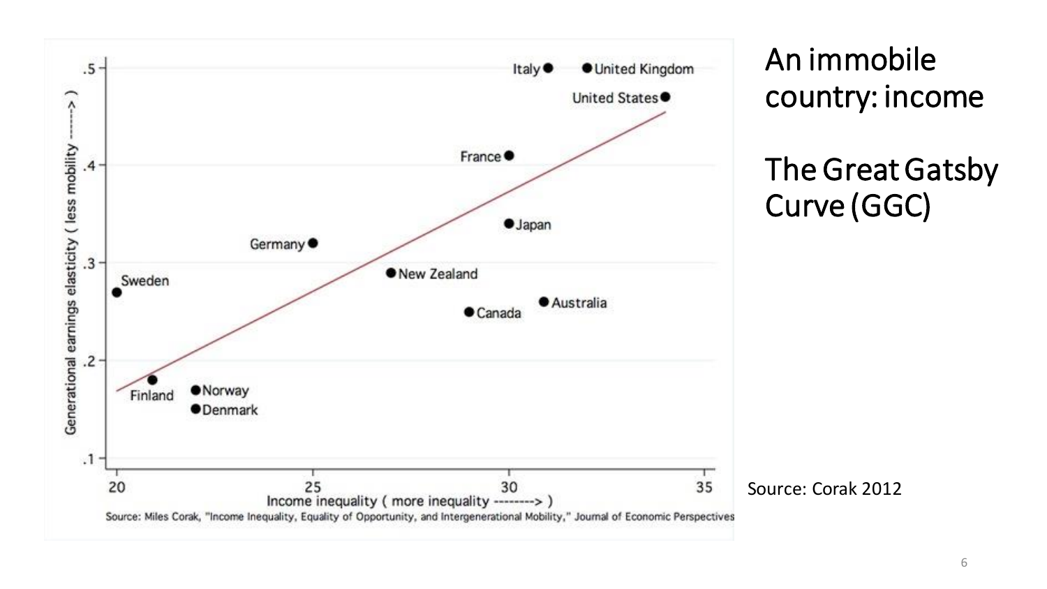# An immobile country: income

# The Great Gatsby Curve (GGC)

Generational earnings elasticity ( less mobility ------> )

.5
.4
.3
.2
.1

Italy, United Kingdom, United States, France, Japan, Germany, New Zealand, Sweden, Canada, Australia, Finland, Norway, Denmark

20 25 30 35

Income inequality ( more inequality --------> )

Source: Miles Corak, "Income Inequality, Equality of Opportunity, and Intergenerational Mobility," Journal of Economic Perspectives

Source: Corak 2012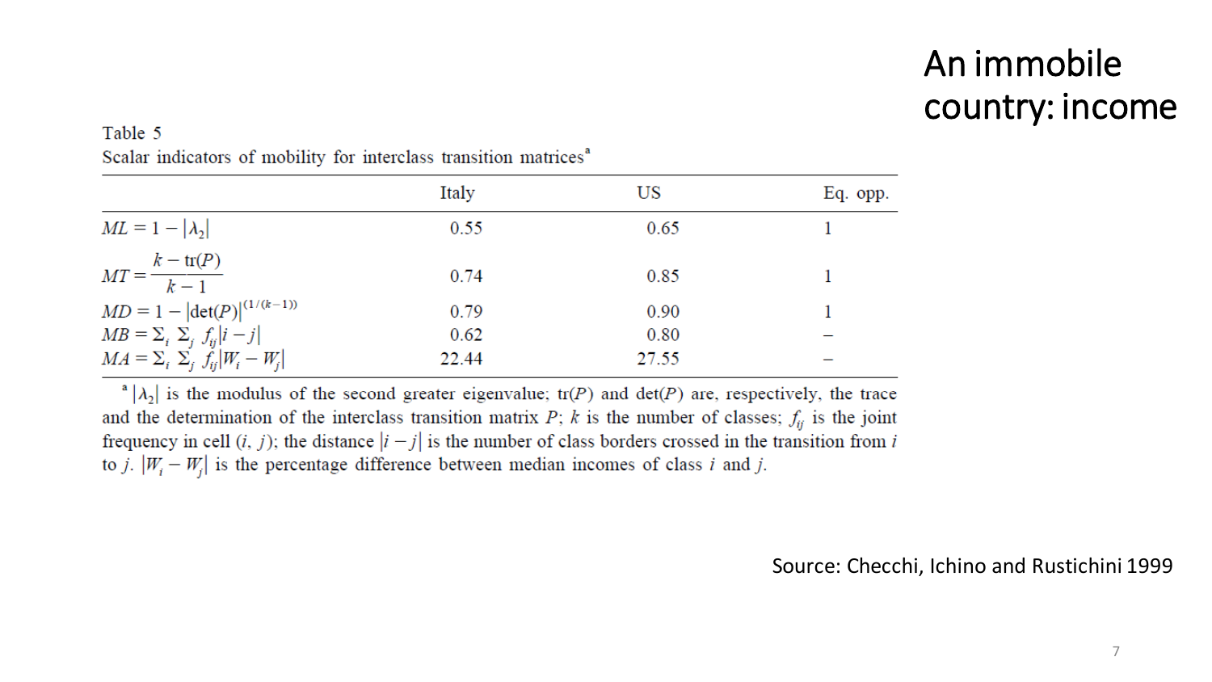# An immobile country: income

Table 5

Scalar indicators of mobility for interclass transition matrices[a]

| | Italy | US | Eq. opp. |
|---|---|---|---|
| $ML = 1 - \|\lambda_2\|$ | 0.55 | 0.65 | 1 |
| $MT = \dfrac{k - \text{tr}(P)}{k-1}$ | 0.74 | 0.85 | 1 |
| $MD = 1 - \|\det(P)\|^{(1/(k-1))}$ | 0.79 | 0.90 | 1 |
| $MB = \Sigma_i \, \Sigma_j \, f_{ij}\|i - j\|$ | 0.62 | 0.80 | – |
| $MA = \Sigma_i \, \Sigma_j \, f_{ij}\|W_i - W_j\|$ | 22.44 | 27.55 | – |

[a] $|\lambda_2|$ is the modulus of the second greater eigenvalue; tr$(P)$ and det$(P)$ are, respectively, the trace and the determination of the interclass transition matrix $P$; $k$ is the number of classes; $f_{ij}$ is the joint frequency in cell $(i, j)$; the distance $|i - j|$ is the number of class borders crossed in the transition from $i$ to $j$. $|W_i - W_j|$ is the percentage difference between median incomes of class $i$ and $j$.

Source: Checchi, Ichino and Rustichini 1999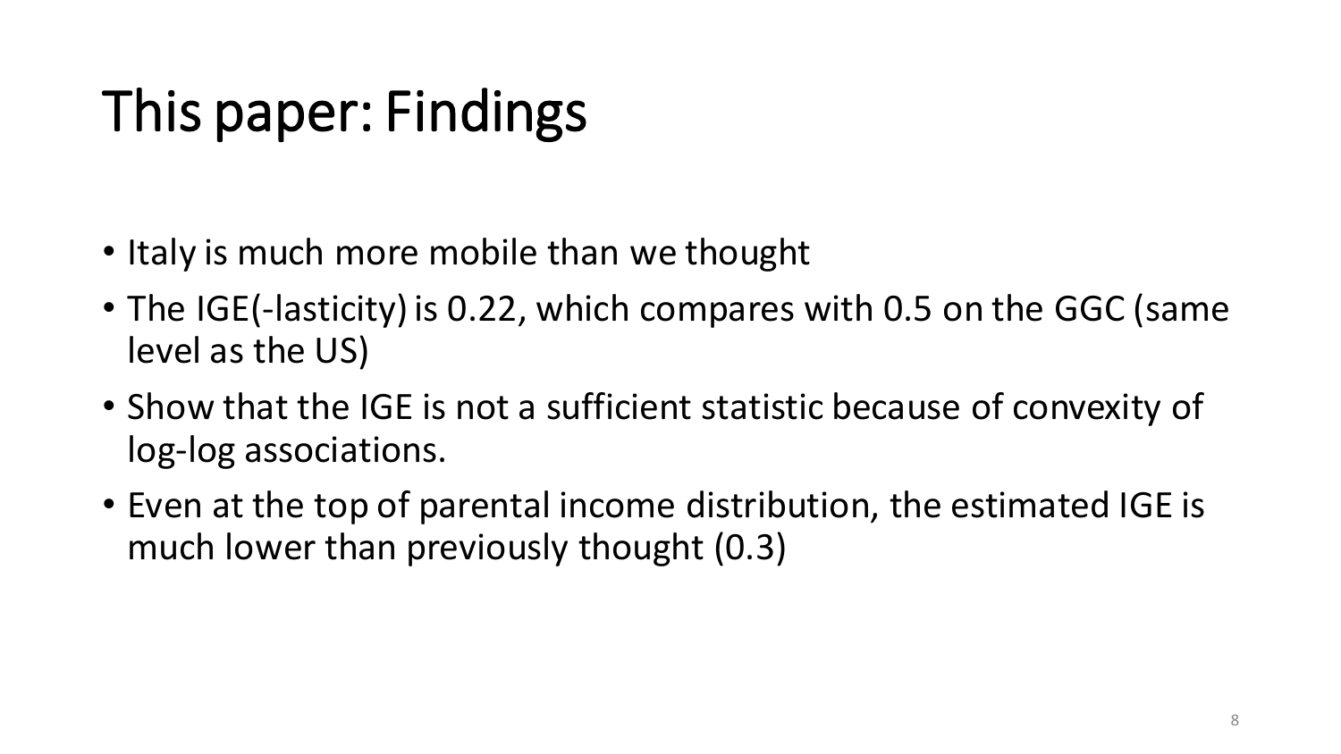# This paper: Findings

- Italy is much more mobile than we thought
- The IGE(-lasticity) is 0.22, which compares with 0.5 on the GGC (same level as the US)
- Show that the IGE is not a sufficient statistic because of convexity of log-log associations.
- Even at the top of parental income distribution, the estimated IGE is much lower than previously thought (0.3)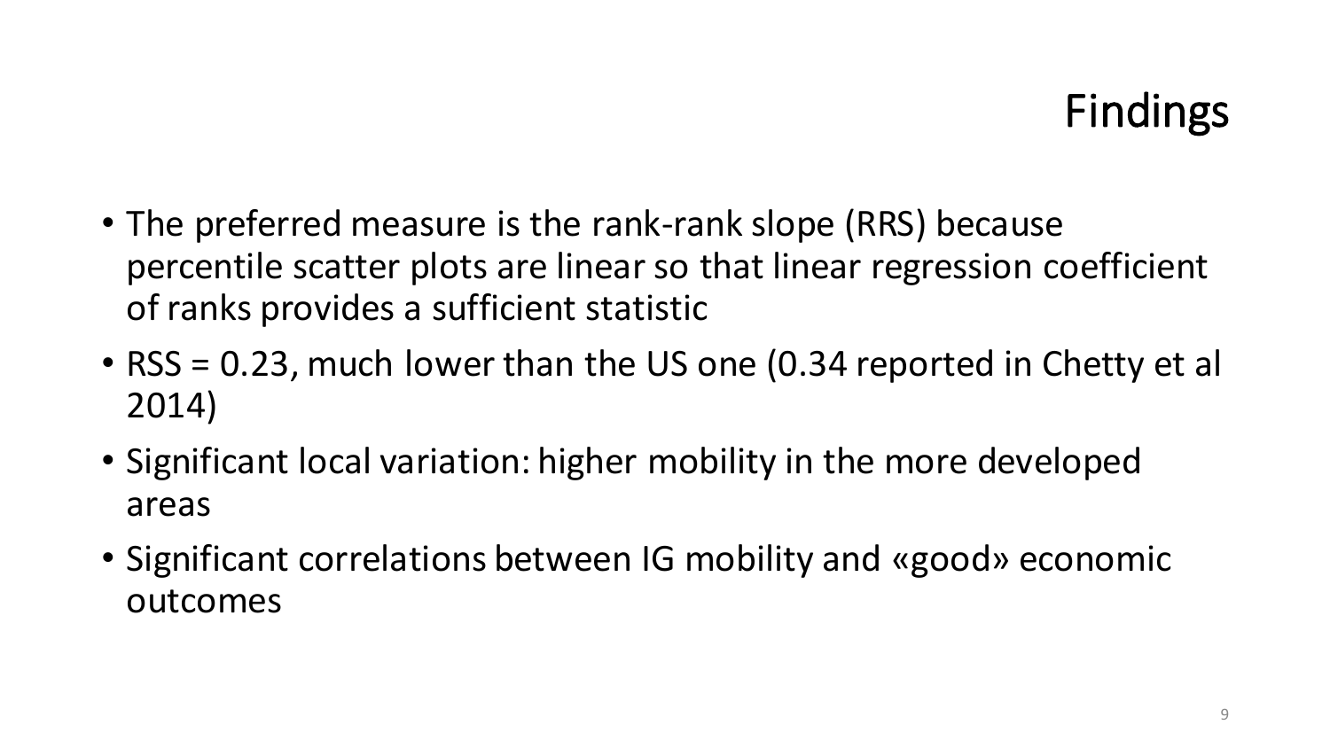# Findings

- The preferred measure is the rank-rank slope (RRS) because percentile scatter plots are linear so that linear regression coefficient of ranks provides a sufficient statistic
- RSS = 0.23, much lower than the US one (0.34 reported in Chetty et al 2014)
- Significant local variation: higher mobility in the more developed areas
- Significant correlations between IG mobility and «good» economic outcomes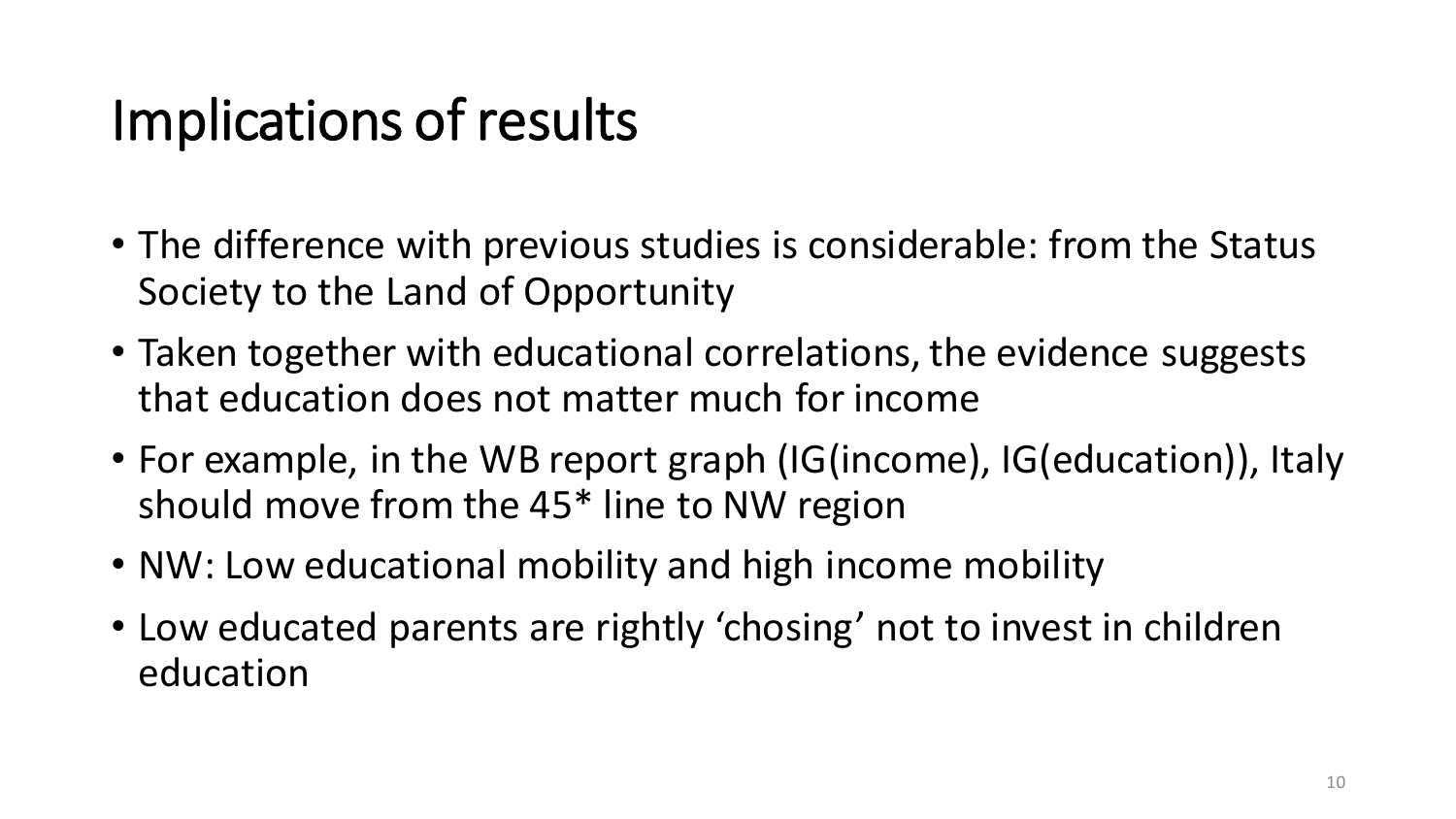# Implications of results

- The difference with previous studies is considerable: from the Status Society to the Land of Opportunity
- Taken together with educational correlations, the evidence suggests that education does not matter much for income
- For example, in the WB report graph (IG(income), IG(education)), Italy should move from the 45* line to NW region
- NW: Low educational mobility and high income mobility
- Low educated parents are rightly 'chosing' not to invest in children education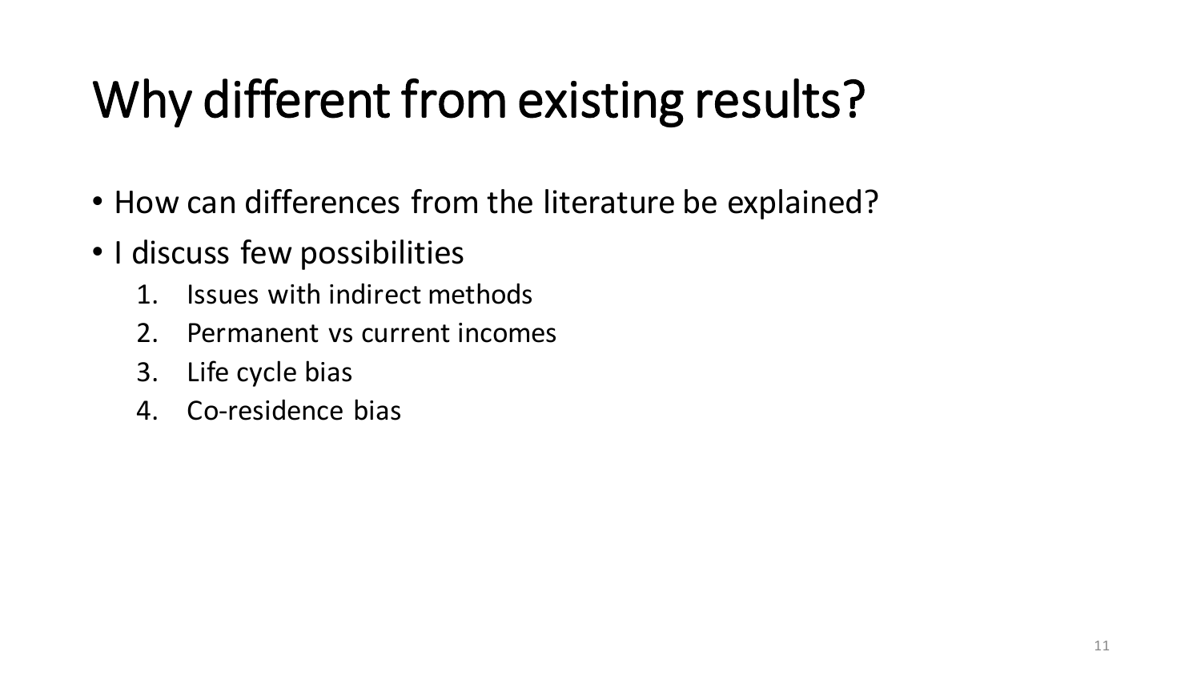# Why different from existing results?

- How can differences from the literature be explained?
- I discuss few possibilities
    1. Issues with indirect methods
    2. Permanent vs current incomes
    3. Life cycle bias
    4. Co-residence bias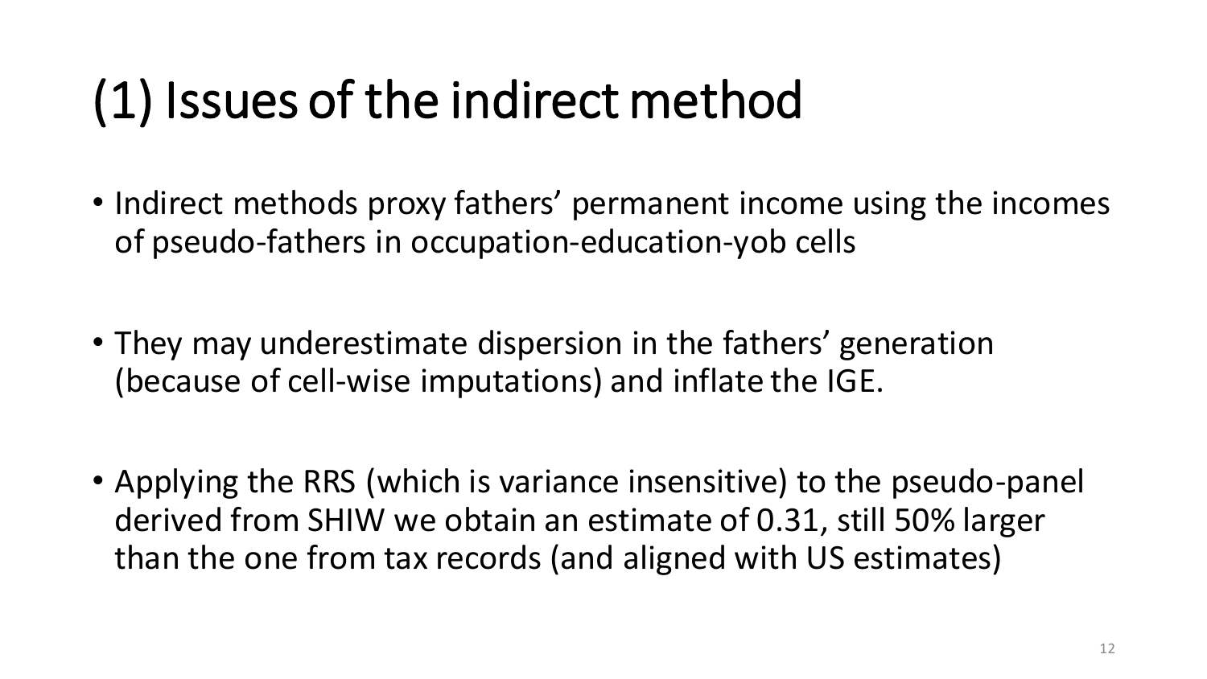# (1) Issues of the indirect method

- Indirect methods proxy fathers' permanent income using the incomes of pseudo-fathers in occupation-education-yob cells

- They may underestimate dispersion in the fathers' generation (because of cell-wise imputations) and inflate the IGE.

- Applying the RRS (which is variance insensitive) to the pseudo-panel derived from SHIW we obtain an estimate of 0.31, still 50% larger than the one from tax records (and aligned with US estimates)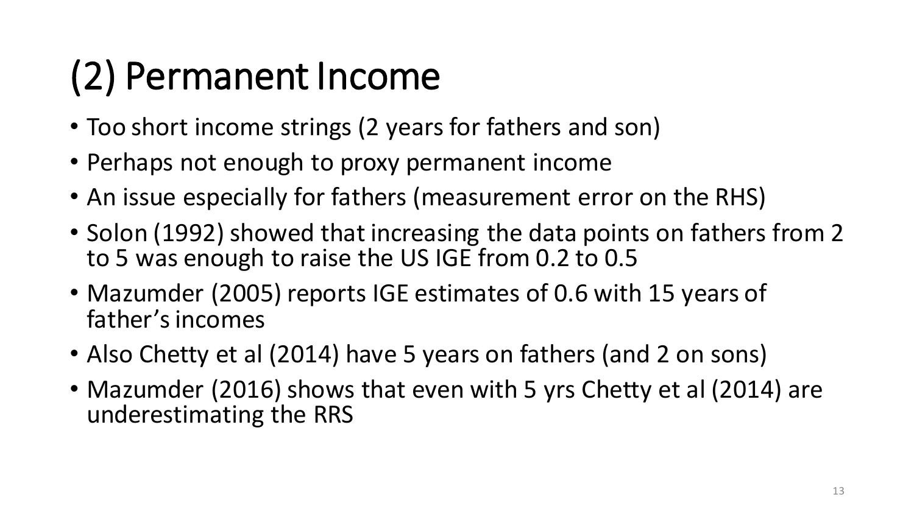# (2) Permanent Income

- Too short income strings (2 years for fathers and son)
- Perhaps not enough to proxy permanent income
- An issue especially for fathers (measurement error on the RHS)
- Solon (1992) showed that increasing the data points on fathers from 2 to 5 was enough to raise the US IGE from 0.2 to 0.5
- Mazumder (2005) reports IGE estimates of 0.6 with 15 years of father's incomes
- Also Chetty et al (2014) have 5 years on fathers (and 2 on sons)
- Mazumder (2016) shows that even with 5 yrs Chetty et al (2014) are underestimating the RRS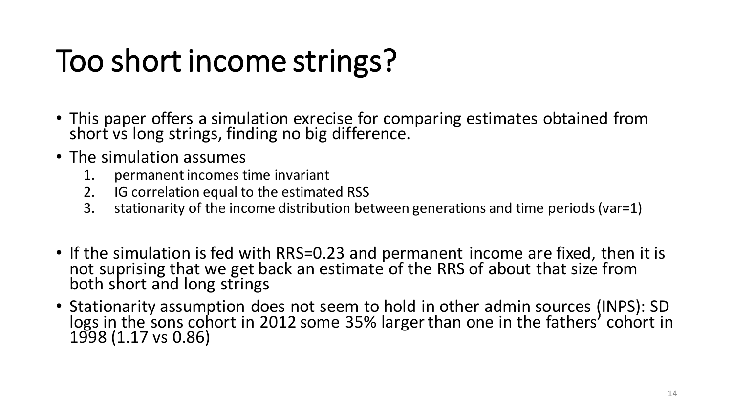# Too short income strings?

- This paper offers a simulation exrecise for comparing estimates obtained from short vs long strings, finding no big difference.
- The simulation assumes
    1. permanent incomes time invariant
    2. IG correlation equal to the estimated RSS
    3. stationarity of the income distribution between generations and time periods (var=1)

- If the simulation is fed with RRS=0.23 and permanent income are fixed, then it is not suprising that we get back an estimate of the RRS of about that size from both short and long strings
- Stationarity assumption does not seem to hold in other admin sources (INPS): SD logs in the sons cohort in 2012 some 35% larger than one in the fathers' cohort in 1998 (1.17 vs 0.86)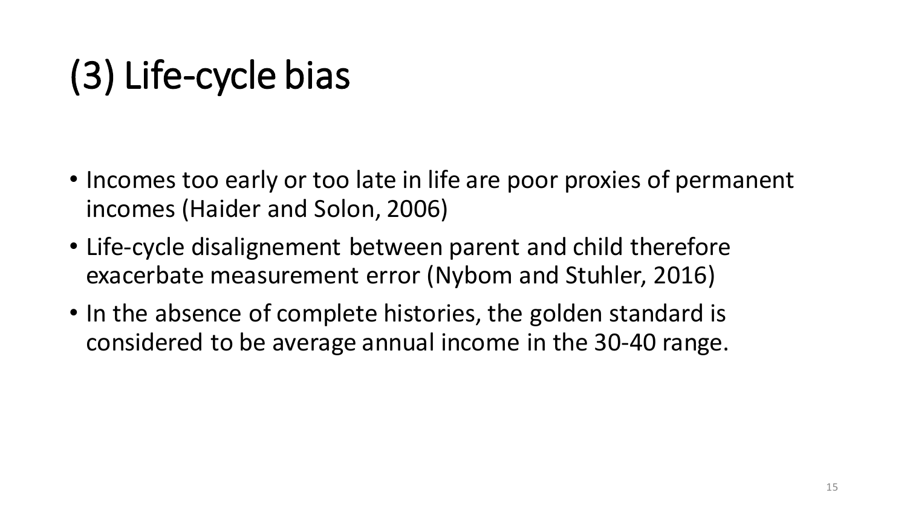# (3) Life-cycle bias

- Incomes too early or too late in life are poor proxies of permanent incomes (Haider and Solon, 2006)
- Life-cycle disalignement between parent and child therefore exacerbate measurement error (Nybom and Stuhler, 2016)
- In the absence of complete histories, the golden standard is considered to be average annual income in the 30-40 range.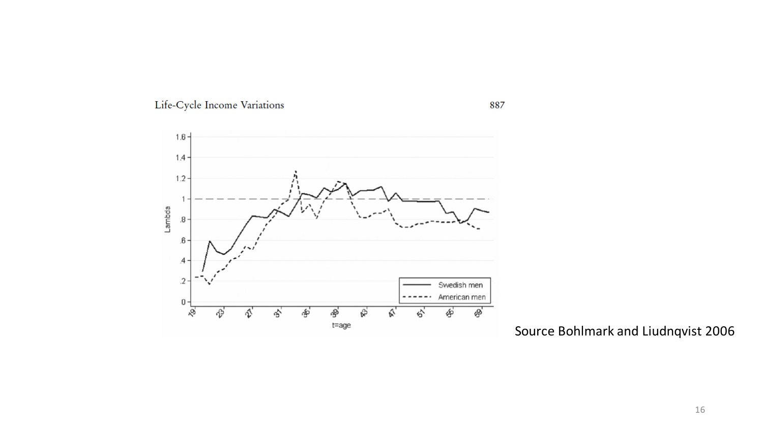Life-Cycle Income Variations

Source Bohlmark and Liudnqvist 2006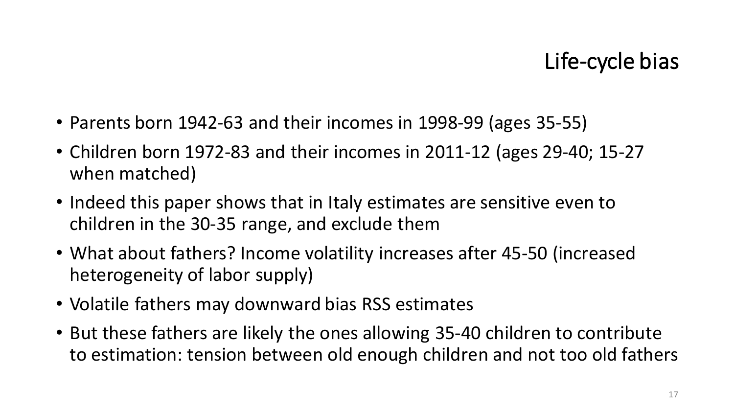# Life-cycle bias

- Parents born 1942-63 and their incomes in 1998-99 (ages 35-55)
- Children born 1972-83 and their incomes in 2011-12 (ages 29-40; 15-27 when matched)
- Indeed this paper shows that in Italy estimates are sensitive even to children in the 30-35 range, and exclude them
- What about fathers? Income volatility increases after 45-50 (increased heterogeneity of labor supply)
- Volatile fathers may downward bias RSS estimates
- But these fathers are likely the ones allowing 35-40 children to contribute to estimation: tension between old enough children and not too old fathers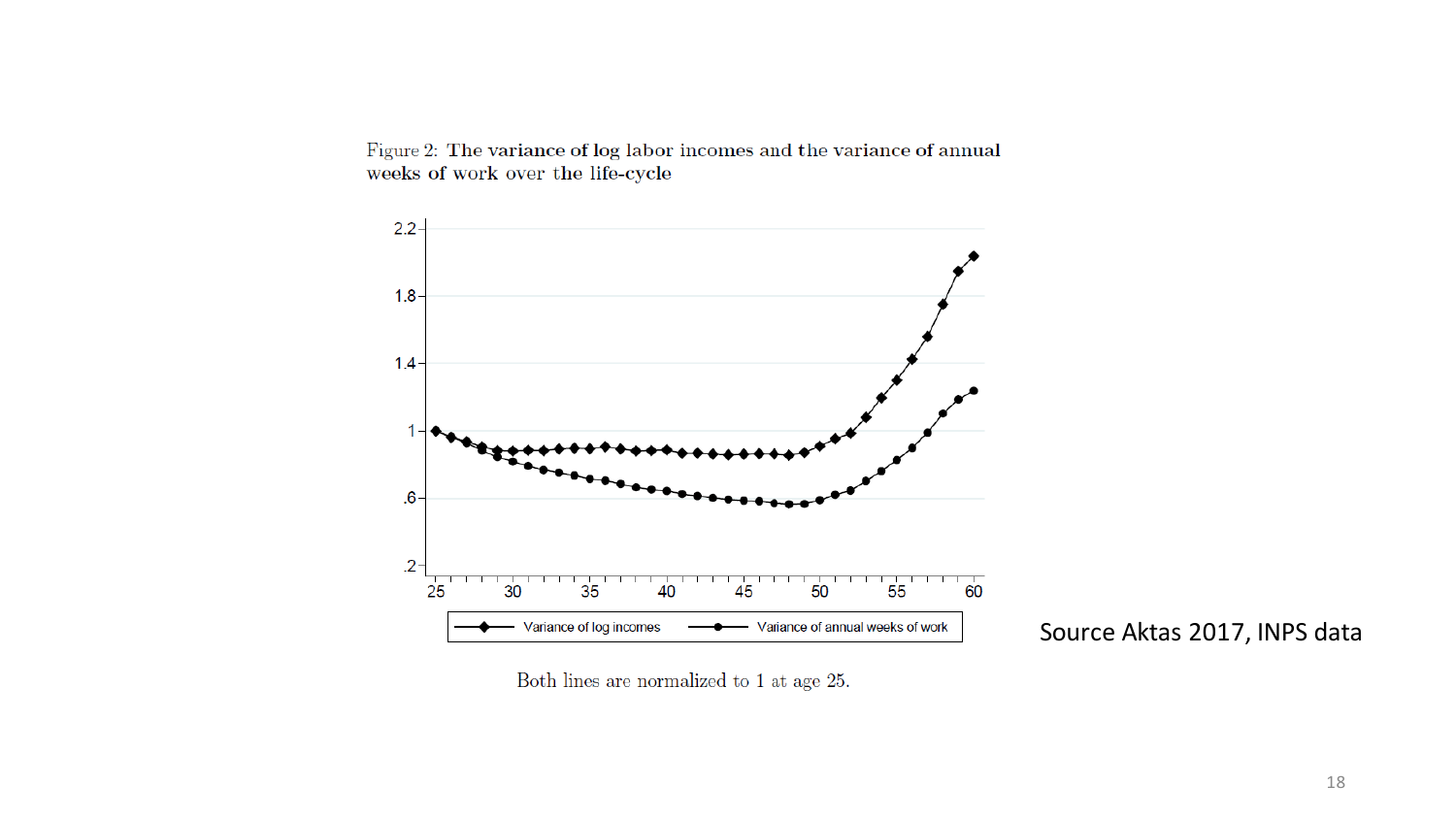Figure 2: **The variance of log labor incomes and the variance of annual weeks of work over the life-cycle**

Both lines are normalized to 1 at age 25.

Source Aktas 2017, INPS data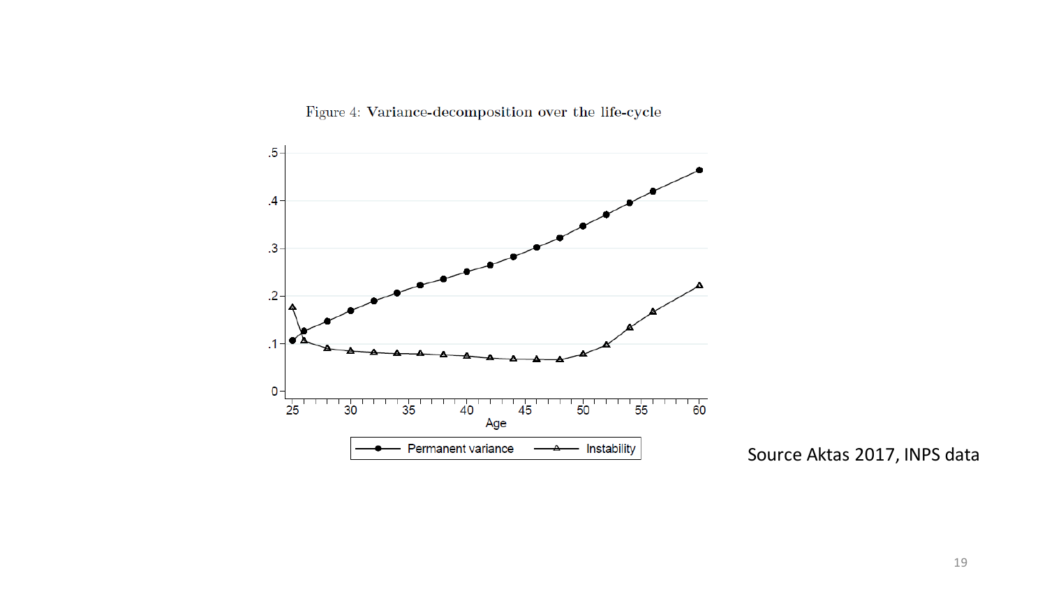Figure 4: **Variance-decomposition over the life-cycle**

Source Aktas 2017, INPS data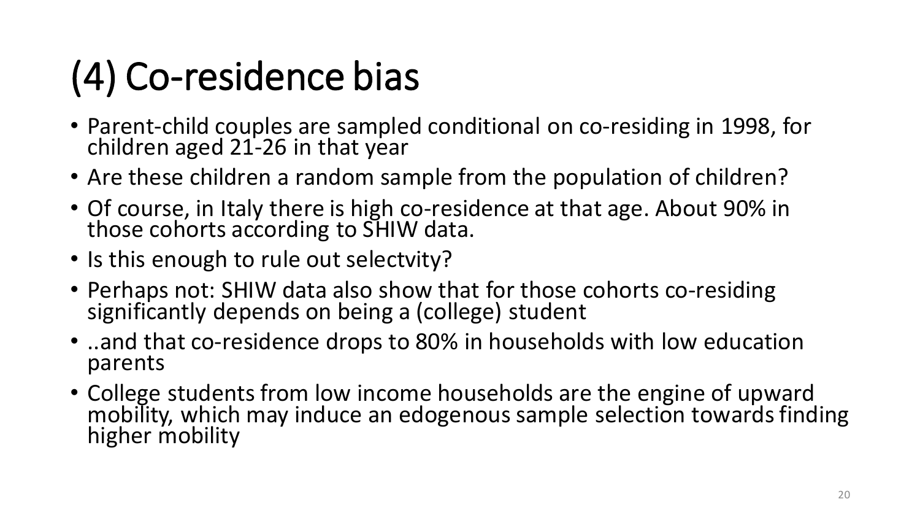# (4) Co-residence bias

- Parent-child couples are sampled conditional on co-residing in 1998, for children aged 21-26 in that year
- Are these children a random sample from the population of children?
- Of course, in Italy there is high co-residence at that age. About 90% in those cohorts according to SHIW data.
- Is this enough to rule out selectvity?
- Perhaps not: SHIW data also show that for those cohorts co-residing significantly depends on being a (college) student
- ..and that co-residence drops to 80% in households with low education parents
- College students from low income households are the engine of upward mobility, which may induce an edogenous sample selection towards finding higher mobility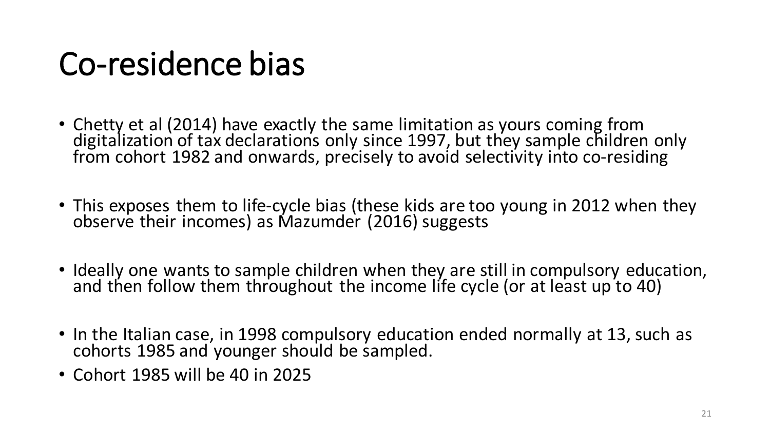# Co-residence bias

- Chetty et al (2014) have exactly the same limitation as yours coming from digitalization of tax declarations only since 1997, but they sample children only from cohort 1982 and onwards, precisely to avoid selectivity into co-residing
- This exposes them to life-cycle bias (these kids are too young in 2012 when they observe their incomes) as Mazumder (2016) suggests
- Ideally one wants to sample children when they are still in compulsory education, and then follow them throughout the income life cycle (or at least up to 40)
- In the Italian case, in 1998 compulsory education ended normally at 13, such as cohorts 1985 and younger should be sampled.
- Cohort 1985 will be 40 in 2025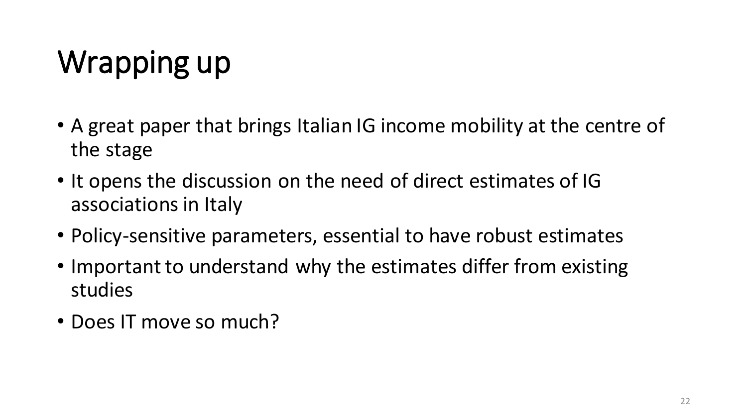# Wrapping up

- A great paper that brings Italian IG income mobility at the centre of the stage
- It opens the discussion on the need of direct estimates of IG associations in Italy
- Policy-sensitive parameters, essential to have robust estimates
- Important to understand why the estimates differ from existing studies
- Does IT move so much?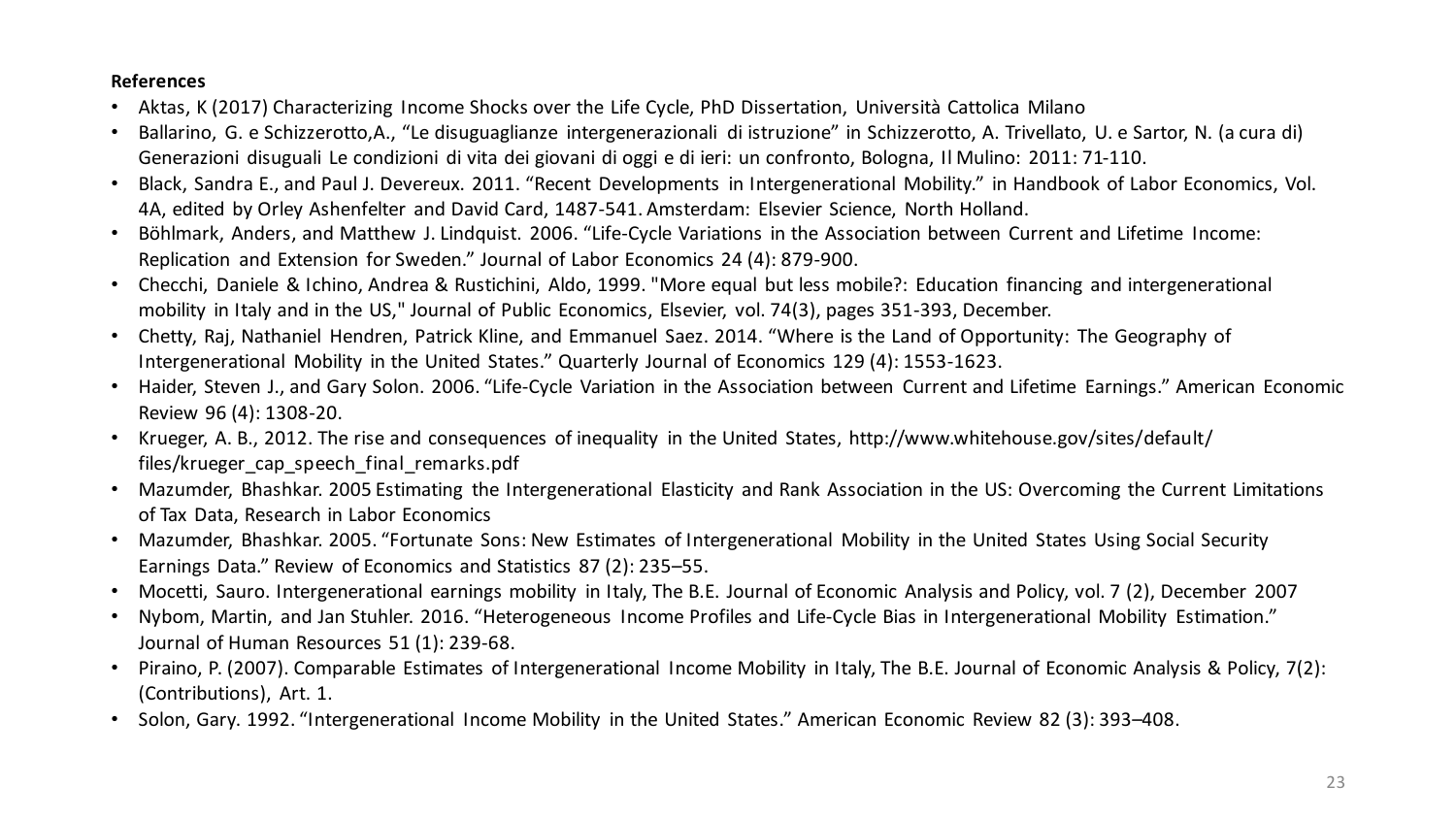**References**

- Aktas, K (2017) Characterizing Income Shocks over the Life Cycle, PhD Dissertation, Università Cattolica Milano
- Ballarino, G. e Schizzerotto,A., "Le disuguaglianze intergenerazionali di istruzione" in Schizzerotto, A. Trivellato, U. e Sartor, N. (a cura di) Generazioni disuguali Le condizioni di vita dei giovani di oggi e di ieri: un confronto, Bologna, Il Mulino: 2011: 71-110.
- Black, Sandra E., and Paul J. Devereux. 2011. "Recent Developments in Intergenerational Mobility." in Handbook of Labor Economics, Vol. 4A, edited by Orley Ashenfelter and David Card, 1487-541. Amsterdam: Elsevier Science, North Holland.
- Böhlmark, Anders, and Matthew J. Lindquist. 2006. "Life-Cycle Variations in the Association between Current and Lifetime Income: Replication and Extension for Sweden." Journal of Labor Economics 24 (4): 879-900.
- Checchi, Daniele & Ichino, Andrea & Rustichini, Aldo, 1999. "More equal but less mobile?: Education financing and intergenerational mobility in Italy and in the US," Journal of Public Economics, Elsevier, vol. 74(3), pages 351-393, December.
- Chetty, Raj, Nathaniel Hendren, Patrick Kline, and Emmanuel Saez. 2014. "Where is the Land of Opportunity: The Geography of Intergenerational Mobility in the United States." Quarterly Journal of Economics 129 (4): 1553-1623.
- Haider, Steven J., and Gary Solon. 2006. "Life-Cycle Variation in the Association between Current and Lifetime Earnings." American Economic Review 96 (4): 1308-20.
- Krueger, A. B., 2012. The rise and consequences of inequality in the United States, http://www.whitehouse.gov/sites/default/files/krueger_cap_speech_final_remarks.pdf
- Mazumder, Bhashkar. 2005 Estimating the Intergenerational Elasticity and Rank Association in the US: Overcoming the Current Limitations of Tax Data, Research in Labor Economics
- Mazumder, Bhashkar. 2005. "Fortunate Sons: New Estimates of Intergenerational Mobility in the United States Using Social Security Earnings Data." Review of Economics and Statistics 87 (2): 235–55.
- Mocetti, Sauro. Intergenerational earnings mobility in Italy, The B.E. Journal of Economic Analysis and Policy, vol. 7 (2), December 2007
- Nybom, Martin, and Jan Stuhler. 2016. "Heterogeneous Income Profiles and Life-Cycle Bias in Intergenerational Mobility Estimation." Journal of Human Resources 51 (1): 239-68.
- Piraino, P. (2007). Comparable Estimates of Intergenerational Income Mobility in Italy, The B.E. Journal of Economic Analysis & Policy, 7(2): (Contributions), Art. 1.
- Solon, Gary. 1992. "Intergenerational Income Mobility in the United States." American Economic Review 82 (3): 393–408.